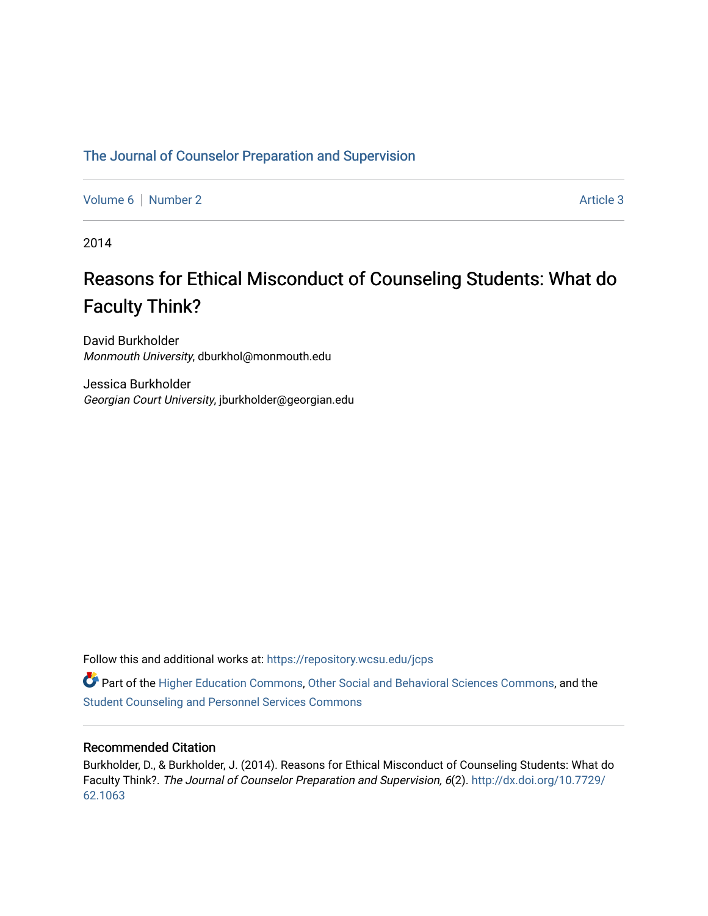The Journal of Counselor Preparation and Supervision

Volume 6 | Number 2 Article 3

2014

# Reasons for Ethical Misconduct of Counseling Students: What do Faculty Think?

David Burkholder
*Monmouth University*, dburkhol@monmouth.edu

Jessica Burkholder
*Georgian Court University*, jburkholder@georgian.edu

Follow this and additional works at: https://repository.wcsu.edu/jcps

Part of the Higher Education Commons, Other Social and Behavioral Sciences Commons, and the Student Counseling and Personnel Services Commons

## Recommended Citation

Burkholder, D., & Burkholder, J. (2014). Reasons for Ethical Misconduct of Counseling Students: What do Faculty Think?. *The Journal of Counselor Preparation and Supervision, 6*(2). http://dx.doi.org/10.7729/62.1063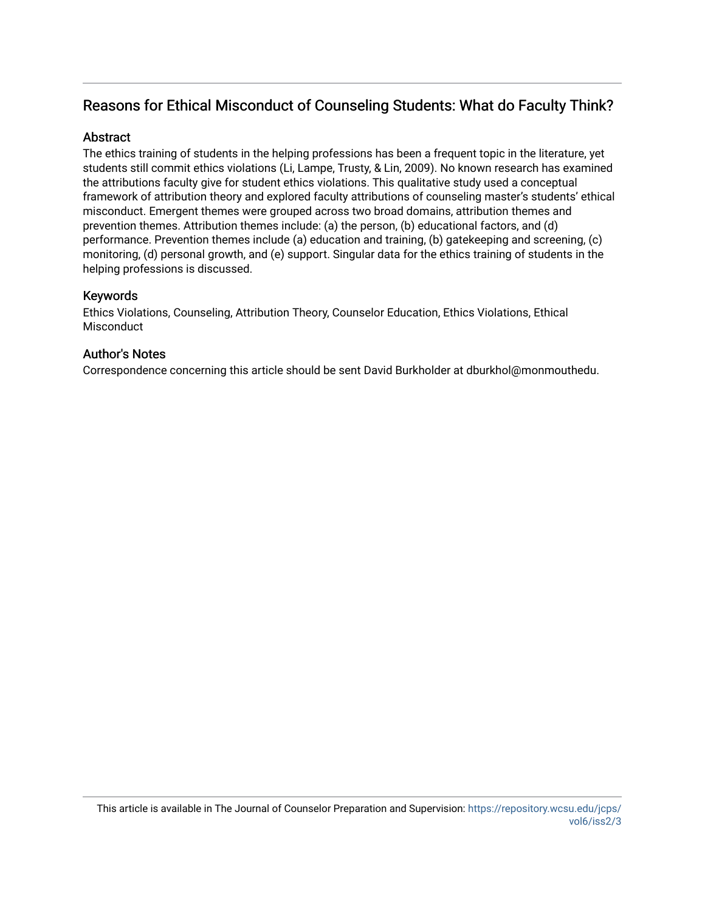## Reasons for Ethical Misconduct of Counseling Students: What do Faculty Think?

### Abstract

The ethics training of students in the helping professions has been a frequent topic in the literature, yet students still commit ethics violations (Li, Lampe, Trusty, & Lin, 2009). No known research has examined the attributions faculty give for student ethics violations. This qualitative study used a conceptual framework of attribution theory and explored faculty attributions of counseling master's students' ethical misconduct. Emergent themes were grouped across two broad domains, attribution themes and prevention themes. Attribution themes include: (a) the person, (b) educational factors, and (d) performance. Prevention themes include (a) education and training, (b) gatekeeping and screening, (c) monitoring, (d) personal growth, and (e) support. Singular data for the ethics training of students in the helping professions is discussed.

### Keywords

Ethics Violations, Counseling, Attribution Theory, Counselor Education, Ethics Violations, Ethical Misconduct

### Author's Notes

Correspondence concerning this article should be sent David Burkholder at dburkhol@monmouthedu.

This article is available in The Journal of Counselor Preparation and Supervision: https://repository.wcsu.edu/jcps/vol6/iss2/3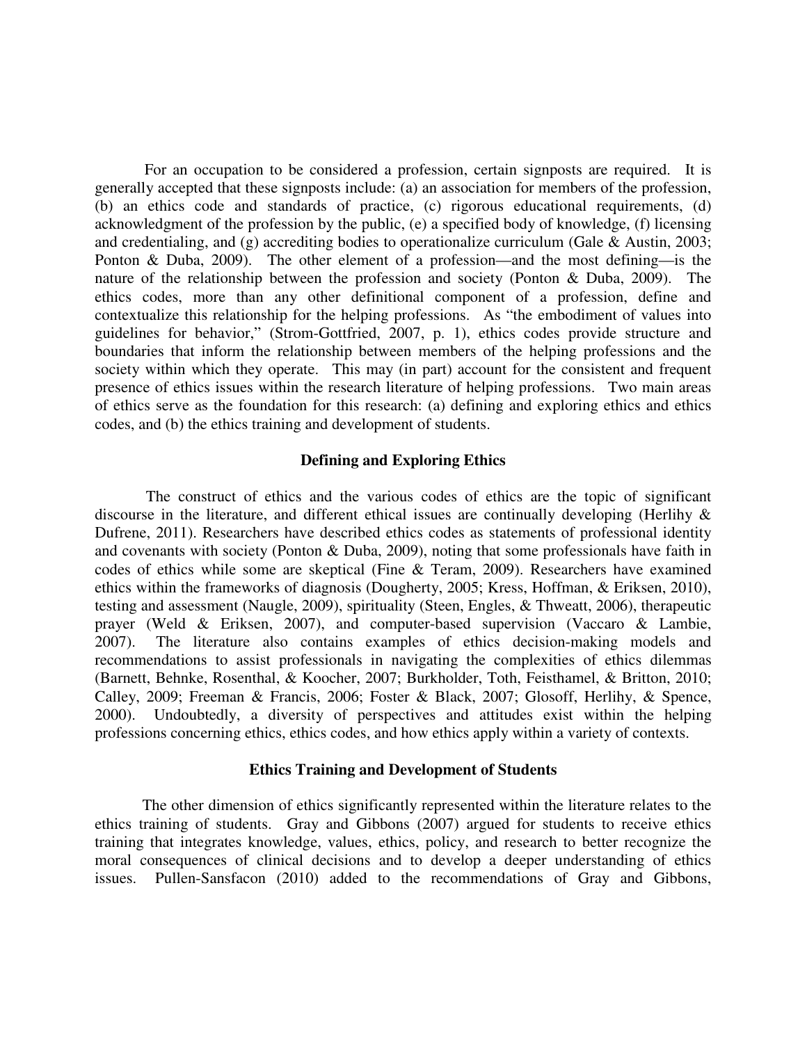For an occupation to be considered a profession, certain signposts are required. It is generally accepted that these signposts include: (a) an association for members of the profession, (b) an ethics code and standards of practice, (c) rigorous educational requirements, (d) acknowledgment of the profession by the public, (e) a specified body of knowledge, (f) licensing and credentialing, and (g) accrediting bodies to operationalize curriculum (Gale & Austin, 2003; Ponton & Duba, 2009). The other element of a profession—and the most defining—is the nature of the relationship between the profession and society (Ponton & Duba, 2009). The ethics codes, more than any other definitional component of a profession, define and contextualize this relationship for the helping professions. As "the embodiment of values into guidelines for behavior," (Strom-Gottfried, 2007, p. 1), ethics codes provide structure and boundaries that inform the relationship between members of the helping professions and the society within which they operate. This may (in part) account for the consistent and frequent presence of ethics issues within the research literature of helping professions. Two main areas of ethics serve as the foundation for this research: (a) defining and exploring ethics and ethics codes, and (b) the ethics training and development of students.

## Defining and Exploring Ethics

The construct of ethics and the various codes of ethics are the topic of significant discourse in the literature, and different ethical issues are continually developing (Herlihy & Dufrene, 2011). Researchers have described ethics codes as statements of professional identity and covenants with society (Ponton & Duba, 2009), noting that some professionals have faith in codes of ethics while some are skeptical (Fine & Teram, 2009). Researchers have examined ethics within the frameworks of diagnosis (Dougherty, 2005; Kress, Hoffman, & Eriksen, 2010), testing and assessment (Naugle, 2009), spirituality (Steen, Engles, & Thweatt, 2006), therapeutic prayer (Weld & Eriksen, 2007), and computer-based supervision (Vaccaro & Lambie, 2007). The literature also contains examples of ethics decision-making models and recommendations to assist professionals in navigating the complexities of ethics dilemmas (Barnett, Behnke, Rosenthal, & Koocher, 2007; Burkholder, Toth, Feisthamel, & Britton, 2010; Calley, 2009; Freeman & Francis, 2006; Foster & Black, 2007; Glosoff, Herlihy, & Spence, 2000). Undoubtedly, a diversity of perspectives and attitudes exist within the helping professions concerning ethics, ethics codes, and how ethics apply within a variety of contexts.

## Ethics Training and Development of Students

The other dimension of ethics significantly represented within the literature relates to the ethics training of students. Gray and Gibbons (2007) argued for students to receive ethics training that integrates knowledge, values, ethics, policy, and research to better recognize the moral consequences of clinical decisions and to develop a deeper understanding of ethics issues. Pullen-Sansfacon (2010) added to the recommendations of Gray and Gibbons,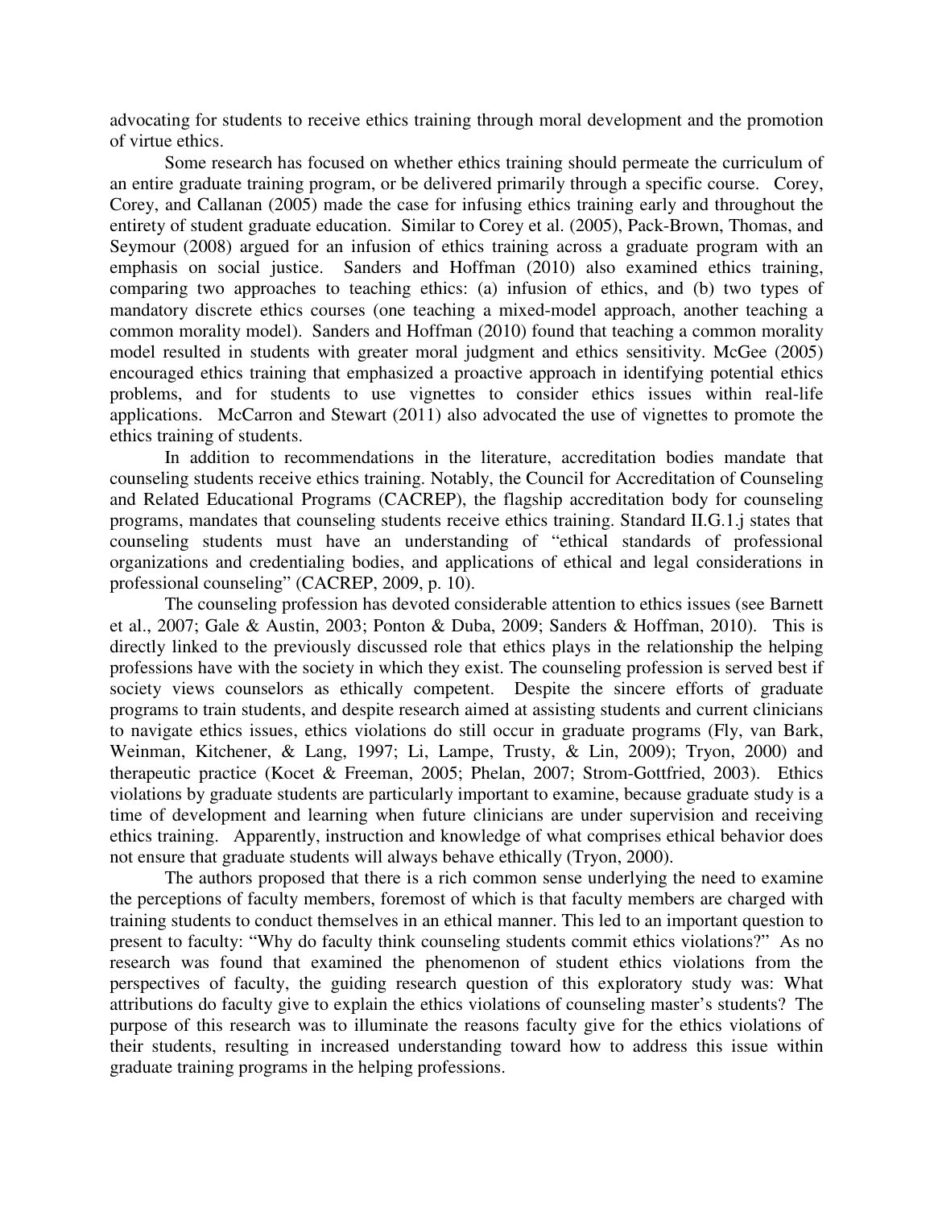advocating for students to receive ethics training through moral development and the promotion of virtue ethics.

Some research has focused on whether ethics training should permeate the curriculum of an entire graduate training program, or be delivered primarily through a specific course. Corey, Corey, and Callanan (2005) made the case for infusing ethics training early and throughout the entirety of student graduate education. Similar to Corey et al. (2005), Pack-Brown, Thomas, and Seymour (2008) argued for an infusion of ethics training across a graduate program with an emphasis on social justice. Sanders and Hoffman (2010) also examined ethics training, comparing two approaches to teaching ethics: (a) infusion of ethics, and (b) two types of mandatory discrete ethics courses (one teaching a mixed-model approach, another teaching a common morality model). Sanders and Hoffman (2010) found that teaching a common morality model resulted in students with greater moral judgment and ethics sensitivity. McGee (2005) encouraged ethics training that emphasized a proactive approach in identifying potential ethics problems, and for students to use vignettes to consider ethics issues within real-life applications. McCarron and Stewart (2011) also advocated the use of vignettes to promote the ethics training of students.

In addition to recommendations in the literature, accreditation bodies mandate that counseling students receive ethics training. Notably, the Council for Accreditation of Counseling and Related Educational Programs (CACREP), the flagship accreditation body for counseling programs, mandates that counseling students receive ethics training. Standard II.G.1.j states that counseling students must have an understanding of "ethical standards of professional organizations and credentialing bodies, and applications of ethical and legal considerations in professional counseling" (CACREP, 2009, p. 10).

The counseling profession has devoted considerable attention to ethics issues (see Barnett et al., 2007; Gale & Austin, 2003; Ponton & Duba, 2009; Sanders & Hoffman, 2010). This is directly linked to the previously discussed role that ethics plays in the relationship the helping professions have with the society in which they exist. The counseling profession is served best if society views counselors as ethically competent. Despite the sincere efforts of graduate programs to train students, and despite research aimed at assisting students and current clinicians to navigate ethics issues, ethics violations do still occur in graduate programs (Fly, van Bark, Weinman, Kitchener, & Lang, 1997; Li, Lampe, Trusty, & Lin, 2009); Tryon, 2000) and therapeutic practice (Kocet & Freeman, 2005; Phelan, 2007; Strom-Gottfried, 2003). Ethics violations by graduate students are particularly important to examine, because graduate study is a time of development and learning when future clinicians are under supervision and receiving ethics training. Apparently, instruction and knowledge of what comprises ethical behavior does not ensure that graduate students will always behave ethically (Tryon, 2000).

The authors proposed that there is a rich common sense underlying the need to examine the perceptions of faculty members, foremost of which is that faculty members are charged with training students to conduct themselves in an ethical manner. This led to an important question to present to faculty: "Why do faculty think counseling students commit ethics violations?" As no research was found that examined the phenomenon of student ethics violations from the perspectives of faculty, the guiding research question of this exploratory study was: What attributions do faculty give to explain the ethics violations of counseling master's students? The purpose of this research was to illuminate the reasons faculty give for the ethics violations of their students, resulting in increased understanding toward how to address this issue within graduate training programs in the helping professions.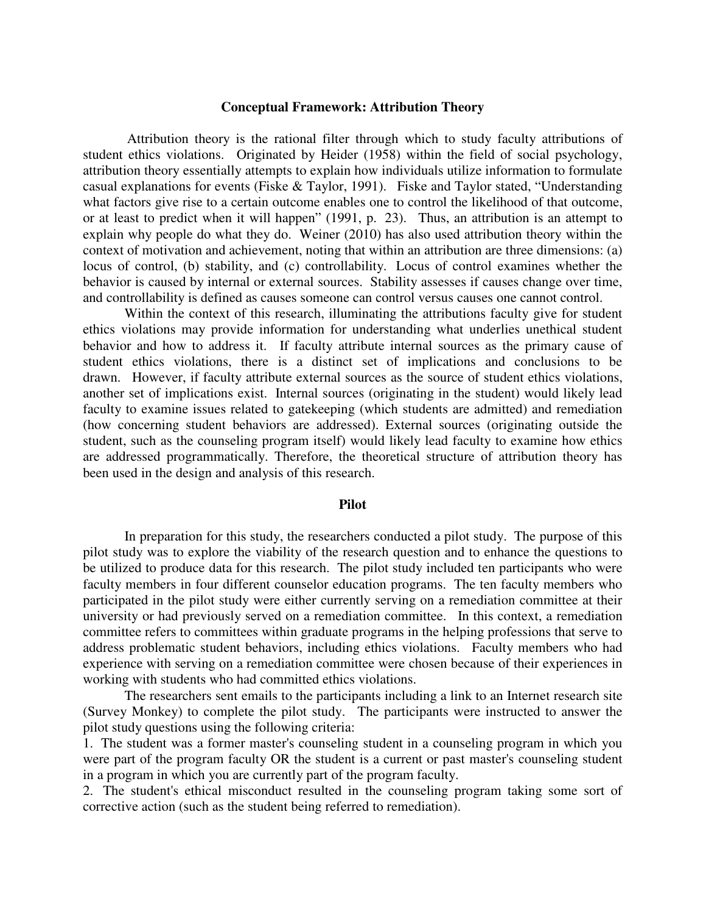## Conceptual Framework: Attribution Theory

Attribution theory is the rational filter through which to study faculty attributions of student ethics violations. Originated by Heider (1958) within the field of social psychology, attribution theory essentially attempts to explain how individuals utilize information to formulate casual explanations for events (Fiske & Taylor, 1991). Fiske and Taylor stated, "Understanding what factors give rise to a certain outcome enables one to control the likelihood of that outcome, or at least to predict when it will happen" (1991, p. 23). Thus, an attribution is an attempt to explain why people do what they do. Weiner (2010) has also used attribution theory within the context of motivation and achievement, noting that within an attribution are three dimensions: (a) locus of control, (b) stability, and (c) controllability. Locus of control examines whether the behavior is caused by internal or external sources. Stability assesses if causes change over time, and controllability is defined as causes someone can control versus causes one cannot control.

Within the context of this research, illuminating the attributions faculty give for student ethics violations may provide information for understanding what underlies unethical student behavior and how to address it. If faculty attribute internal sources as the primary cause of student ethics violations, there is a distinct set of implications and conclusions to be drawn. However, if faculty attribute external sources as the source of student ethics violations, another set of implications exist. Internal sources (originating in the student) would likely lead faculty to examine issues related to gatekeeping (which students are admitted) and remediation (how concerning student behaviors are addressed). External sources (originating outside the student, such as the counseling program itself) would likely lead faculty to examine how ethics are addressed programmatically. Therefore, the theoretical structure of attribution theory has been used in the design and analysis of this research.

## Pilot

In preparation for this study, the researchers conducted a pilot study. The purpose of this pilot study was to explore the viability of the research question and to enhance the questions to be utilized to produce data for this research. The pilot study included ten participants who were faculty members in four different counselor education programs. The ten faculty members who participated in the pilot study were either currently serving on a remediation committee at their university or had previously served on a remediation committee. In this context, a remediation committee refers to committees within graduate programs in the helping professions that serve to address problematic student behaviors, including ethics violations. Faculty members who had experience with serving on a remediation committee were chosen because of their experiences in working with students who had committed ethics violations.

The researchers sent emails to the participants including a link to an Internet research site (Survey Monkey) to complete the pilot study. The participants were instructed to answer the pilot study questions using the following criteria:

1. The student was a former master's counseling student in a counseling program in which you were part of the program faculty OR the student is a current or past master's counseling student in a program in which you are currently part of the program faculty.
2. The student's ethical misconduct resulted in the counseling program taking some sort of corrective action (such as the student being referred to remediation).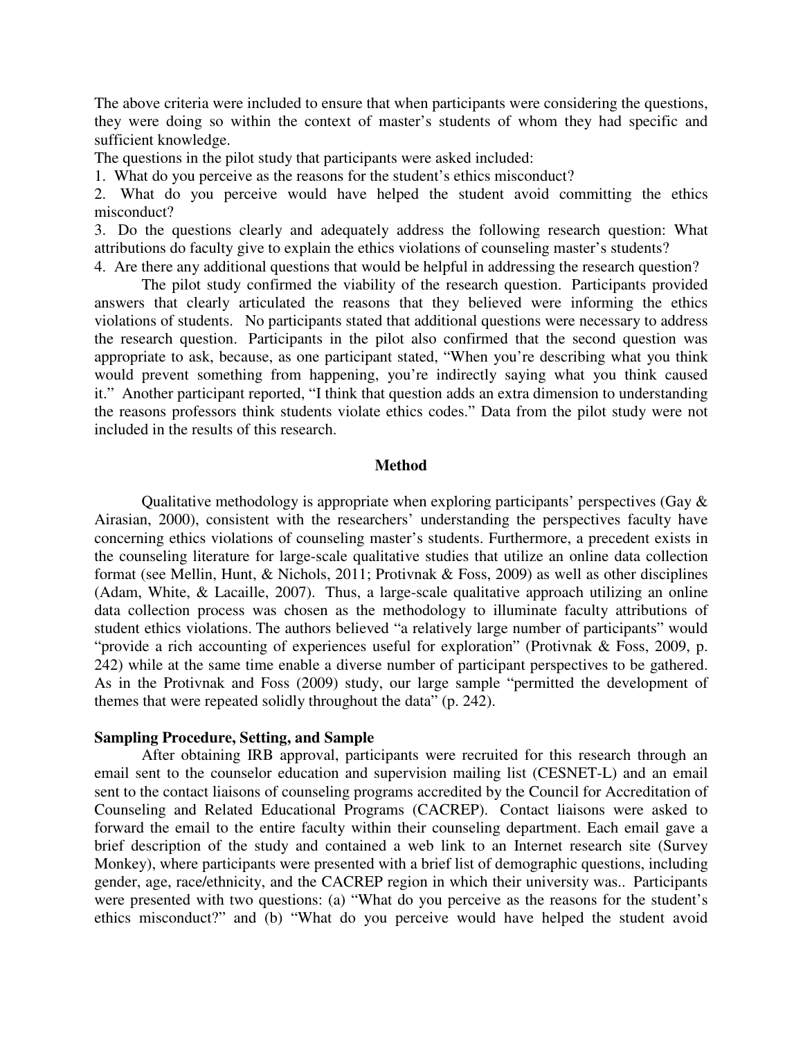The above criteria were included to ensure that when participants were considering the questions, they were doing so within the context of master's students of whom they had specific and sufficient knowledge.

The questions in the pilot study that participants were asked included:

1. What do you perceive as the reasons for the student's ethics misconduct?
2. What do you perceive would have helped the student avoid committing the ethics misconduct?
3. Do the questions clearly and adequately address the following research question: What attributions do faculty give to explain the ethics violations of counseling master's students?
4. Are there any additional questions that would be helpful in addressing the research question?

The pilot study confirmed the viability of the research question. Participants provided answers that clearly articulated the reasons that they believed were informing the ethics violations of students. No participants stated that additional questions were necessary to address the research question. Participants in the pilot also confirmed that the second question was appropriate to ask, because, as one participant stated, "When you're describing what you think would prevent something from happening, you're indirectly saying what you think caused it." Another participant reported, "I think that question adds an extra dimension to understanding the reasons professors think students violate ethics codes." Data from the pilot study were not included in the results of this research.

## Method

Qualitative methodology is appropriate when exploring participants' perspectives (Gay & Airasian, 2000), consistent with the researchers' understanding the perspectives faculty have concerning ethics violations of counseling master's students. Furthermore, a precedent exists in the counseling literature for large-scale qualitative studies that utilize an online data collection format (see Mellin, Hunt, & Nichols, 2011; Protivnak & Foss, 2009) as well as other disciplines (Adam, White, & Lacaille, 2007). Thus, a large-scale qualitative approach utilizing an online data collection process was chosen as the methodology to illuminate faculty attributions of student ethics violations. The authors believed "a relatively large number of participants" would "provide a rich accounting of experiences useful for exploration" (Protivnak & Foss, 2009, p. 242) while at the same time enable a diverse number of participant perspectives to be gathered. As in the Protivnak and Foss (2009) study, our large sample "permitted the development of themes that were repeated solidly throughout the data" (p. 242).

### Sampling Procedure, Setting, and Sample

After obtaining IRB approval, participants were recruited for this research through an email sent to the counselor education and supervision mailing list (CESNET-L) and an email sent to the contact liaisons of counseling programs accredited by the Council for Accreditation of Counseling and Related Educational Programs (CACREP). Contact liaisons were asked to forward the email to the entire faculty within their counseling department. Each email gave a brief description of the study and contained a web link to an Internet research site (Survey Monkey), where participants were presented with a brief list of demographic questions, including gender, age, race/ethnicity, and the CACREP region in which their university was.. Participants were presented with two questions: (a) "What do you perceive as the reasons for the student's ethics misconduct?" and (b) "What do you perceive would have helped the student avoid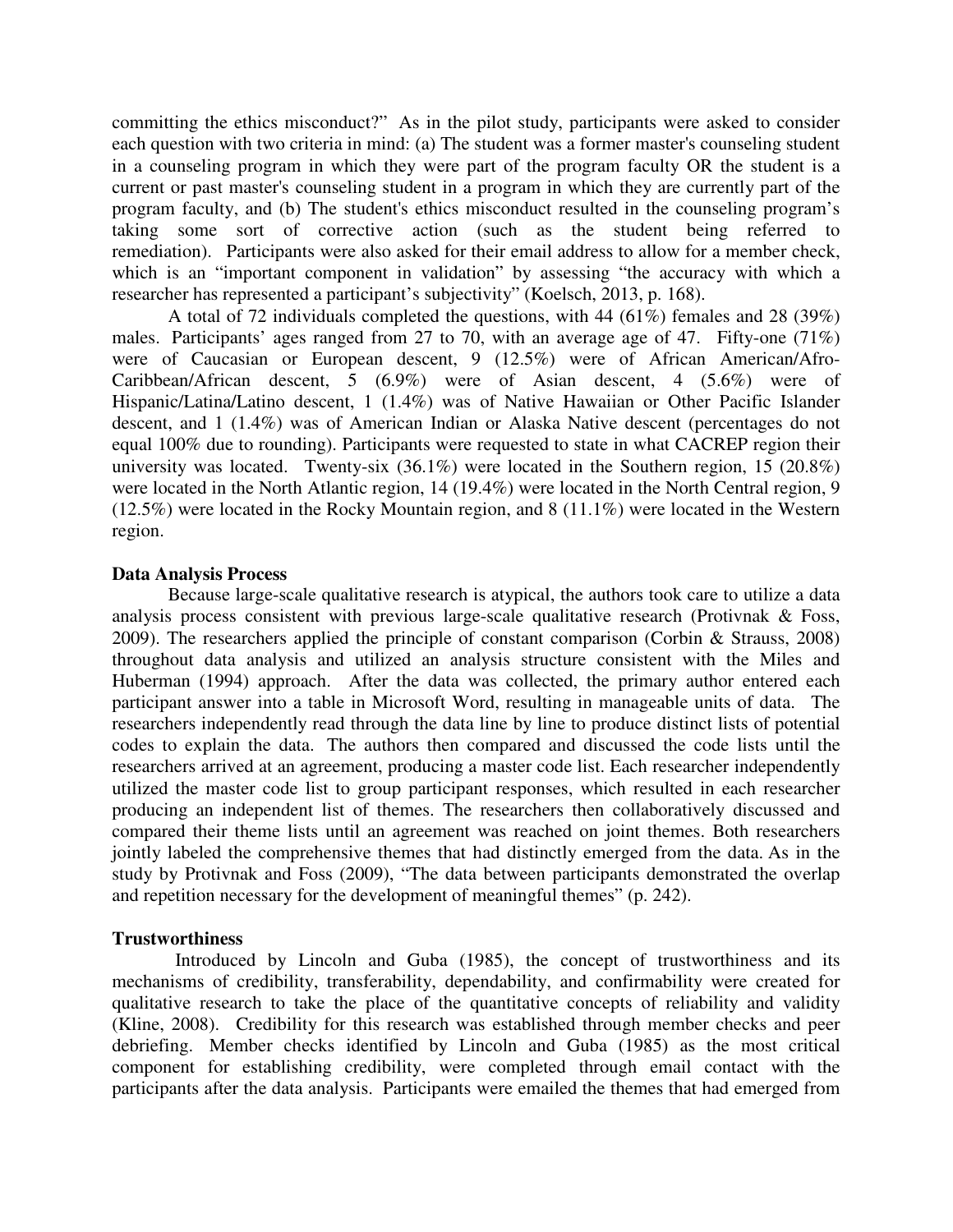committing the ethics misconduct?" As in the pilot study, participants were asked to consider each question with two criteria in mind: (a) The student was a former master's counseling student in a counseling program in which they were part of the program faculty OR the student is a current or past master's counseling student in a program in which they are currently part of the program faculty, and (b) The student's ethics misconduct resulted in the counseling program's taking some sort of corrective action (such as the student being referred to remediation). Participants were also asked for their email address to allow for a member check, which is an "important component in validation" by assessing "the accuracy with which a researcher has represented a participant's subjectivity" (Koelsch, 2013, p. 168).

A total of 72 individuals completed the questions, with 44 (61%) females and 28 (39%) males. Participants' ages ranged from 27 to 70, with an average age of 47. Fifty-one (71%) were of Caucasian or European descent, 9 (12.5%) were of African American/Afro-Caribbean/African descent, 5 (6.9%) were of Asian descent, 4 (5.6%) were of Hispanic/Latina/Latino descent, 1 (1.4%) was of Native Hawaiian or Other Pacific Islander descent, and 1 (1.4%) was of American Indian or Alaska Native descent (percentages do not equal 100% due to rounding). Participants were requested to state in what CACREP region their university was located. Twenty-six (36.1%) were located in the Southern region, 15 (20.8%) were located in the North Atlantic region, 14 (19.4%) were located in the North Central region, 9 (12.5%) were located in the Rocky Mountain region, and 8 (11.1%) were located in the Western region.

**Data Analysis Process**

Because large-scale qualitative research is atypical, the authors took care to utilize a data analysis process consistent with previous large-scale qualitative research (Protivnak & Foss, 2009). The researchers applied the principle of constant comparison (Corbin & Strauss, 2008) throughout data analysis and utilized an analysis structure consistent with the Miles and Huberman (1994) approach. After the data was collected, the primary author entered each participant answer into a table in Microsoft Word, resulting in manageable units of data. The researchers independently read through the data line by line to produce distinct lists of potential codes to explain the data. The authors then compared and discussed the code lists until the researchers arrived at an agreement, producing a master code list. Each researcher independently utilized the master code list to group participant responses, which resulted in each researcher producing an independent list of themes. The researchers then collaboratively discussed and compared their theme lists until an agreement was reached on joint themes. Both researchers jointly labeled the comprehensive themes that had distinctly emerged from the data. As in the study by Protivnak and Foss (2009), "The data between participants demonstrated the overlap and repetition necessary for the development of meaningful themes" (p. 242).

**Trustworthiness**

Introduced by Lincoln and Guba (1985), the concept of trustworthiness and its mechanisms of credibility, transferability, dependability, and confirmability were created for qualitative research to take the place of the quantitative concepts of reliability and validity (Kline, 2008). Credibility for this research was established through member checks and peer debriefing. Member checks identified by Lincoln and Guba (1985) as the most critical component for establishing credibility, were completed through email contact with the participants after the data analysis. Participants were emailed the themes that had emerged from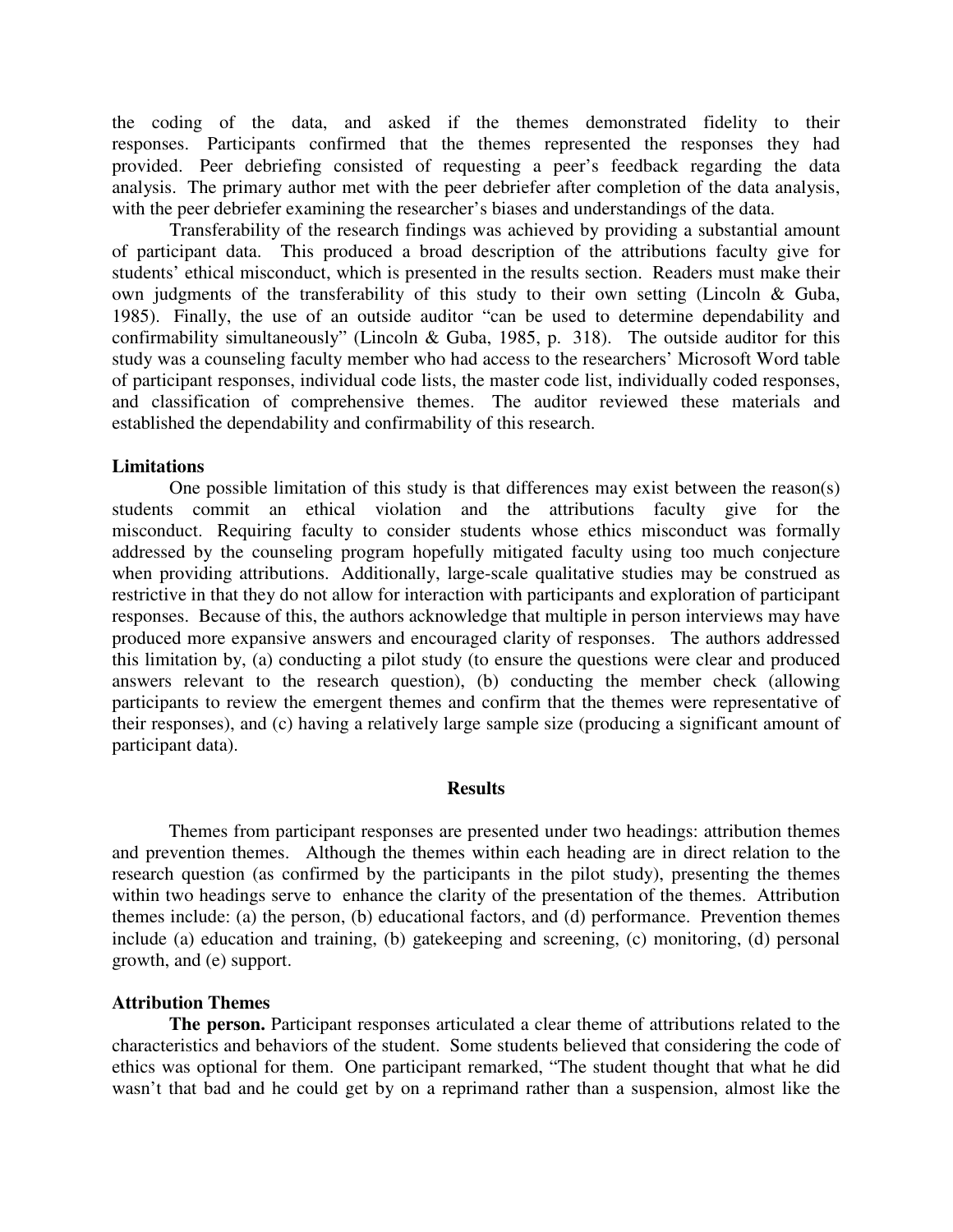the coding of the data, and asked if the themes demonstrated fidelity to their responses. Participants confirmed that the themes represented the responses they had provided. Peer debriefing consisted of requesting a peer's feedback regarding the data analysis. The primary author met with the peer debriefer after completion of the data analysis, with the peer debriefer examining the researcher's biases and understandings of the data.

Transferability of the research findings was achieved by providing a substantial amount of participant data. This produced a broad description of the attributions faculty give for students' ethical misconduct, which is presented in the results section. Readers must make their own judgments of the transferability of this study to their own setting (Lincoln & Guba, 1985). Finally, the use of an outside auditor "can be used to determine dependability and confirmability simultaneously" (Lincoln & Guba, 1985, p. 318). The outside auditor for this study was a counseling faculty member who had access to the researchers' Microsoft Word table of participant responses, individual code lists, the master code list, individually coded responses, and classification of comprehensive themes. The auditor reviewed these materials and established the dependability and confirmability of this research.

**Limitations**

One possible limitation of this study is that differences may exist between the reason(s) students commit an ethical violation and the attributions faculty give for the misconduct. Requiring faculty to consider students whose ethics misconduct was formally addressed by the counseling program hopefully mitigated faculty using too much conjecture when providing attributions. Additionally, large-scale qualitative studies may be construed as restrictive in that they do not allow for interaction with participants and exploration of participant responses. Because of this, the authors acknowledge that multiple in person interviews may have produced more expansive answers and encouraged clarity of responses. The authors addressed this limitation by, (a) conducting a pilot study (to ensure the questions were clear and produced answers relevant to the research question), (b) conducting the member check (allowing participants to review the emergent themes and confirm that the themes were representative of their responses), and (c) having a relatively large sample size (producing a significant amount of participant data).

## Results

Themes from participant responses are presented under two headings: attribution themes and prevention themes. Although the themes within each heading are in direct relation to the research question (as confirmed by the participants in the pilot study), presenting the themes within two headings serve to enhance the clarity of the presentation of the themes. Attribution themes include: (a) the person, (b) educational factors, and (d) performance. Prevention themes include (a) education and training, (b) gatekeeping and screening, (c) monitoring, (d) personal growth, and (e) support.

**Attribution Themes**

**The person.** Participant responses articulated a clear theme of attributions related to the characteristics and behaviors of the student. Some students believed that considering the code of ethics was optional for them. One participant remarked, "The student thought that what he did wasn't that bad and he could get by on a reprimand rather than a suspension, almost like the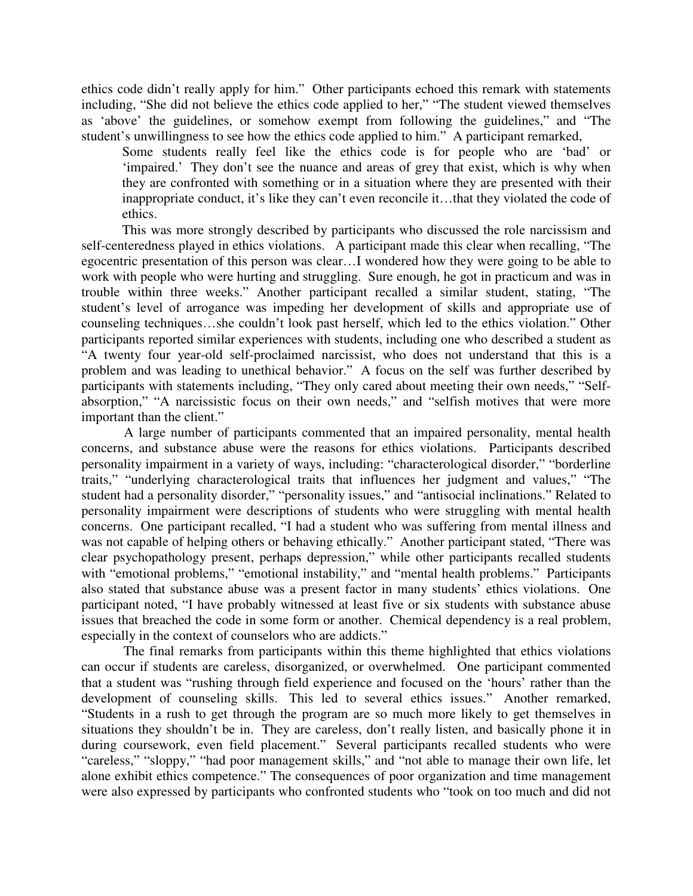ethics code didn't really apply for him." Other participants echoed this remark with statements including, "She did not believe the ethics code applied to her," "The student viewed themselves as 'above' the guidelines, or somehow exempt from following the guidelines," and "The student's unwillingness to see how the ethics code applied to him." A participant remarked,

> Some students really feel like the ethics code is for people who are 'bad' or 'impaired.' They don't see the nuance and areas of grey that exist, which is why when they are confronted with something or in a situation where they are presented with their inappropriate conduct, it's like they can't even reconcile it…that they violated the code of ethics.

This was more strongly described by participants who discussed the role narcissism and self-centeredness played in ethics violations. A participant made this clear when recalling, "The egocentric presentation of this person was clear…I wondered how they were going to be able to work with people who were hurting and struggling. Sure enough, he got in practicum and was in trouble within three weeks." Another participant recalled a similar student, stating, "The student's level of arrogance was impeding her development of skills and appropriate use of counseling techniques…she couldn't look past herself, which led to the ethics violation." Other participants reported similar experiences with students, including one who described a student as "A twenty four year-old self-proclaimed narcissist, who does not understand that this is a problem and was leading to unethical behavior." A focus on the self was further described by participants with statements including, "They only cared about meeting their own needs," "Self-absorption," "A narcissistic focus on their own needs," and "selfish motives that were more important than the client."

A large number of participants commented that an impaired personality, mental health concerns, and substance abuse were the reasons for ethics violations. Participants described personality impairment in a variety of ways, including: "characterological disorder," "borderline traits," "underlying characterological traits that influences her judgment and values," "The student had a personality disorder," "personality issues," and "antisocial inclinations." Related to personality impairment were descriptions of students who were struggling with mental health concerns. One participant recalled, "I had a student who was suffering from mental illness and was not capable of helping others or behaving ethically." Another participant stated, "There was clear psychopathology present, perhaps depression," while other participants recalled students with "emotional problems," "emotional instability," and "mental health problems." Participants also stated that substance abuse was a present factor in many students' ethics violations. One participant noted, "I have probably witnessed at least five or six students with substance abuse issues that breached the code in some form or another. Chemical dependency is a real problem, especially in the context of counselors who are addicts."

The final remarks from participants within this theme highlighted that ethics violations can occur if students are careless, disorganized, or overwhelmed. One participant commented that a student was "rushing through field experience and focused on the 'hours' rather than the development of counseling skills. This led to several ethics issues." Another remarked, "Students in a rush to get through the program are so much more likely to get themselves in situations they shouldn't be in. They are careless, don't really listen, and basically phone it in during coursework, even field placement." Several participants recalled students who were "careless," "sloppy," "had poor management skills," and "not able to manage their own life, let alone exhibit ethics competence." The consequences of poor organization and time management were also expressed by participants who confronted students who "took on too much and did not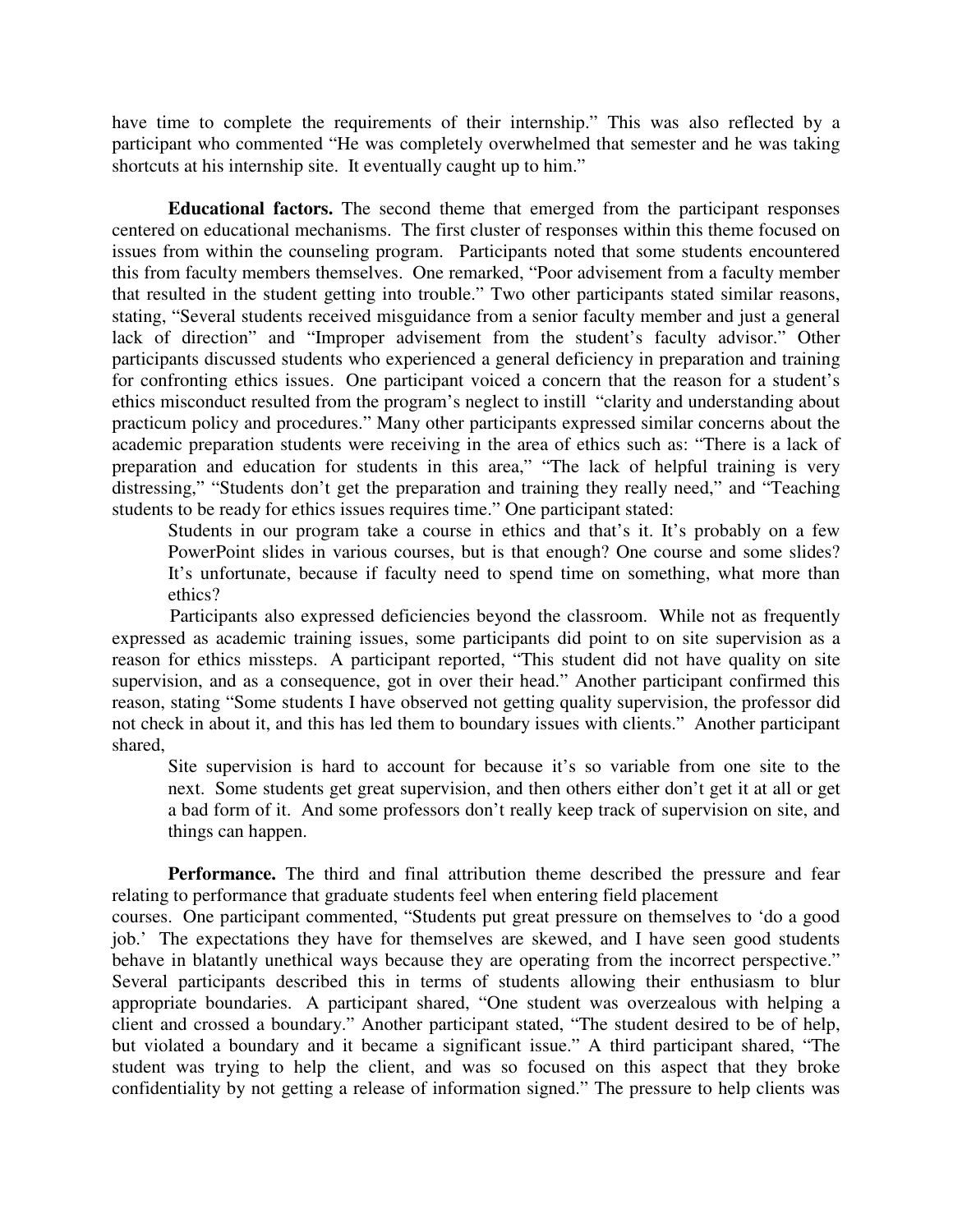have time to complete the requirements of their internship." This was also reflected by a participant who commented "He was completely overwhelmed that semester and he was taking shortcuts at his internship site. It eventually caught up to him."

**Educational factors.** The second theme that emerged from the participant responses centered on educational mechanisms. The first cluster of responses within this theme focused on issues from within the counseling program. Participants noted that some students encountered this from faculty members themselves. One remarked, "Poor advisement from a faculty member that resulted in the student getting into trouble." Two other participants stated similar reasons, stating, "Several students received misguidance from a senior faculty member and just a general lack of direction" and "Improper advisement from the student's faculty advisor." Other participants discussed students who experienced a general deficiency in preparation and training for confronting ethics issues. One participant voiced a concern that the reason for a student's ethics misconduct resulted from the program's neglect to instill "clarity and understanding about practicum policy and procedures." Many other participants expressed similar concerns about the academic preparation students were receiving in the area of ethics such as: "There is a lack of preparation and education for students in this area," "The lack of helpful training is very distressing," "Students don't get the preparation and training they really need," and "Teaching students to be ready for ethics issues requires time." One participant stated:

> Students in our program take a course in ethics and that's it. It's probably on a few PowerPoint slides in various courses, but is that enough? One course and some slides? It's unfortunate, because if faculty need to spend time on something, what more than ethics?

Participants also expressed deficiencies beyond the classroom. While not as frequently expressed as academic training issues, some participants did point to on site supervision as a reason for ethics missteps. A participant reported, "This student did not have quality on site supervision, and as a consequence, got in over their head." Another participant confirmed this reason, stating "Some students I have observed not getting quality supervision, the professor did not check in about it, and this has led them to boundary issues with clients." Another participant shared,

> Site supervision is hard to account for because it's so variable from one site to the next. Some students get great supervision, and then others either don't get it at all or get a bad form of it. And some professors don't really keep track of supervision on site, and things can happen.

**Performance.** The third and final attribution theme described the pressure and fear relating to performance that graduate students feel when entering field placement courses. One participant commented, "Students put great pressure on themselves to 'do a good job.' The expectations they have for themselves are skewed, and I have seen good students behave in blatantly unethical ways because they are operating from the incorrect perspective." Several participants described this in terms of students allowing their enthusiasm to blur appropriate boundaries. A participant shared, "One student was overzealous with helping a client and crossed a boundary." Another participant stated, "The student desired to be of help, but violated a boundary and it became a significant issue." A third participant shared, "The student was trying to help the client, and was so focused on this aspect that they broke confidentiality by not getting a release of information signed." The pressure to help clients was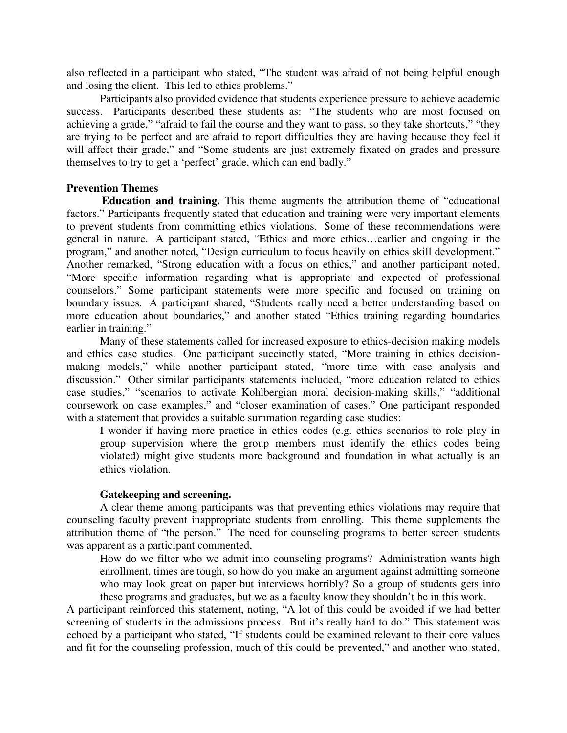also reflected in a participant who stated, "The student was afraid of not being helpful enough and losing the client. This led to ethics problems."

Participants also provided evidence that students experience pressure to achieve academic success. Participants described these students as: "The students who are most focused on achieving a grade," "afraid to fail the course and they want to pass, so they take shortcuts," "they are trying to be perfect and are afraid to report difficulties they are having because they feel it will affect their grade," and "Some students are just extremely fixated on grades and pressure themselves to try to get a 'perfect' grade, which can end badly."

## Prevention Themes

**Education and training.** This theme augments the attribution theme of "educational factors." Participants frequently stated that education and training were very important elements to prevent students from committing ethics violations. Some of these recommendations were general in nature. A participant stated, "Ethics and more ethics…earlier and ongoing in the program," and another noted, "Design curriculum to focus heavily on ethics skill development." Another remarked, "Strong education with a focus on ethics," and another participant noted, "More specific information regarding what is appropriate and expected of professional counselors." Some participant statements were more specific and focused on training on boundary issues. A participant shared, "Students really need a better understanding based on more education about boundaries," and another stated "Ethics training regarding boundaries earlier in training."

Many of these statements called for increased exposure to ethics-decision making models and ethics case studies. One participant succinctly stated, "More training in ethics decision-making models," while another participant stated, "more time with case analysis and discussion." Other similar participants statements included, "more education related to ethics case studies," "scenarios to activate Kohlbergian moral decision-making skills," "additional coursework on case examples," and "closer examination of cases." One participant responded with a statement that provides a suitable summation regarding case studies:

> I wonder if having more practice in ethics codes (e.g. ethics scenarios to role play in group supervision where the group members must identify the ethics codes being violated) might give students more background and foundation in what actually is an ethics violation.

### Gatekeeping and screening.

A clear theme among participants was that preventing ethics violations may require that counseling faculty prevent inappropriate students from enrolling. This theme supplements the attribution theme of "the person." The need for counseling programs to better screen students was apparent as a participant commented,

> How do we filter who we admit into counseling programs? Administration wants high enrollment, times are tough, so how do you make an argument against admitting someone who may look great on paper but interviews horribly? So a group of students gets into these programs and graduates, but we as a faculty know they shouldn't be in this work.

A participant reinforced this statement, noting, "A lot of this could be avoided if we had better screening of students in the admissions process. But it's really hard to do." This statement was echoed by a participant who stated, "If students could be examined relevant to their core values and fit for the counseling profession, much of this could be prevented," and another who stated,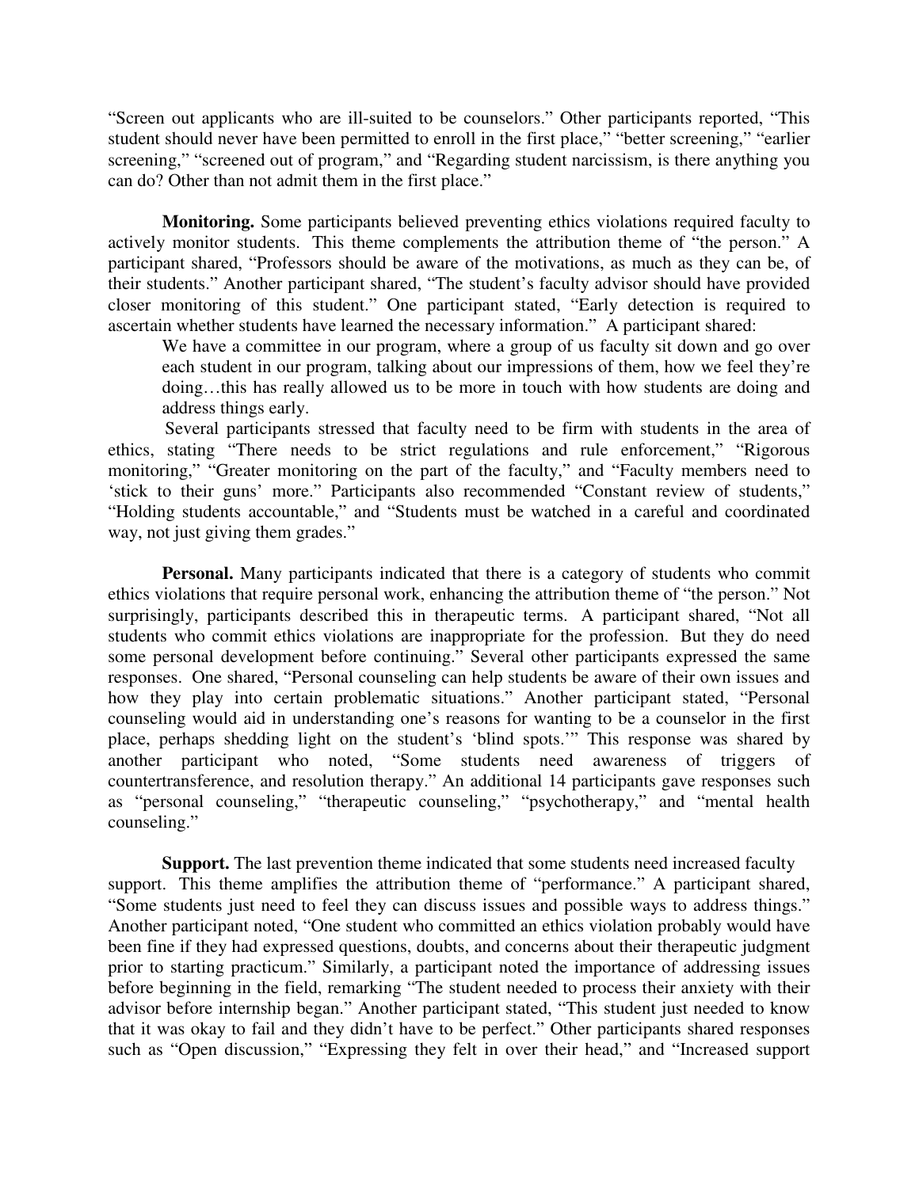"Screen out applicants who are ill-suited to be counselors." Other participants reported, "This student should never have been permitted to enroll in the first place," "better screening," "earlier screening," "screened out of program," and "Regarding student narcissism, is there anything you can do? Other than not admit them in the first place."

**Monitoring.** Some participants believed preventing ethics violations required faculty to actively monitor students. This theme complements the attribution theme of "the person." A participant shared, "Professors should be aware of the motivations, as much as they can be, of their students." Another participant shared, "The student's faculty advisor should have provided closer monitoring of this student." One participant stated, "Early detection is required to ascertain whether students have learned the necessary information." A participant shared:

> We have a committee in our program, where a group of us faculty sit down and go over each student in our program, talking about our impressions of them, how we feel they're doing…this has really allowed us to be more in touch with how students are doing and address things early.

Several participants stressed that faculty need to be firm with students in the area of ethics, stating "There needs to be strict regulations and rule enforcement," "Rigorous monitoring," "Greater monitoring on the part of the faculty," and "Faculty members need to 'stick to their guns' more." Participants also recommended "Constant review of students," "Holding students accountable," and "Students must be watched in a careful and coordinated way, not just giving them grades."

**Personal.** Many participants indicated that there is a category of students who commit ethics violations that require personal work, enhancing the attribution theme of "the person." Not surprisingly, participants described this in therapeutic terms. A participant shared, "Not all students who commit ethics violations are inappropriate for the profession. But they do need some personal development before continuing." Several other participants expressed the same responses. One shared, "Personal counseling can help students be aware of their own issues and how they play into certain problematic situations." Another participant stated, "Personal counseling would aid in understanding one's reasons for wanting to be a counselor in the first place, perhaps shedding light on the student's 'blind spots.'" This response was shared by another participant who noted, "Some students need awareness of triggers of countertransference, and resolution therapy." An additional 14 participants gave responses such as "personal counseling," "therapeutic counseling," "psychotherapy," and "mental health counseling."

**Support.** The last prevention theme indicated that some students need increased faculty support. This theme amplifies the attribution theme of "performance." A participant shared, "Some students just need to feel they can discuss issues and possible ways to address things." Another participant noted, "One student who committed an ethics violation probably would have been fine if they had expressed questions, doubts, and concerns about their therapeutic judgment prior to starting practicum." Similarly, a participant noted the importance of addressing issues before beginning in the field, remarking "The student needed to process their anxiety with their advisor before internship began." Another participant stated, "This student just needed to know that it was okay to fail and they didn't have to be perfect." Other participants shared responses such as "Open discussion," "Expressing they felt in over their head," and "Increased support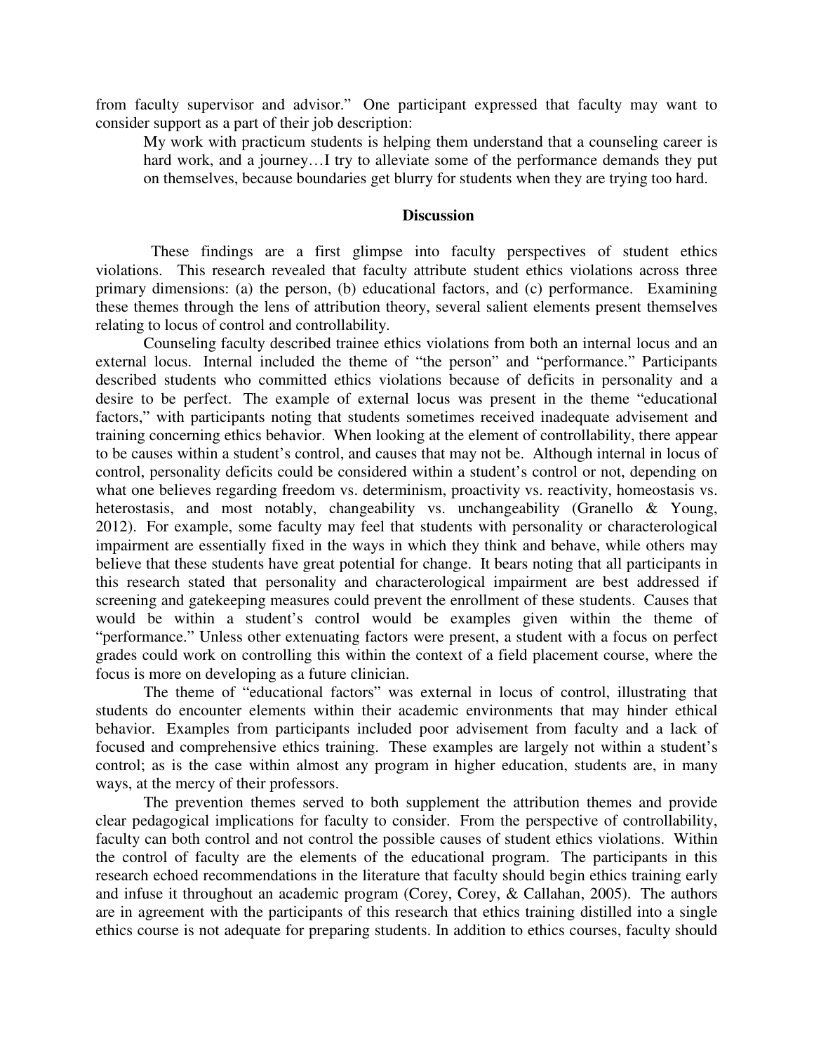from faculty supervisor and advisor." One participant expressed that faculty may want to consider support as a part of their job description:

> My work with practicum students is helping them understand that a counseling career is hard work, and a journey…I try to alleviate some of the performance demands they put on themselves, because boundaries get blurry for students when they are trying too hard.

## Discussion

These findings are a first glimpse into faculty perspectives of student ethics violations. This research revealed that faculty attribute student ethics violations across three primary dimensions: (a) the person, (b) educational factors, and (c) performance. Examining these themes through the lens of attribution theory, several salient elements present themselves relating to locus of control and controllability.

Counseling faculty described trainee ethics violations from both an internal locus and an external locus. Internal included the theme of "the person" and "performance." Participants described students who committed ethics violations because of deficits in personality and a desire to be perfect. The example of external locus was present in the theme "educational factors," with participants noting that students sometimes received inadequate advisement and training concerning ethics behavior. When looking at the element of controllability, there appear to be causes within a student's control, and causes that may not be. Although internal in locus of control, personality deficits could be considered within a student's control or not, depending on what one believes regarding freedom vs. determinism, proactivity vs. reactivity, homeostasis vs. heterostasis, and most notably, changeability vs. unchangeability (Granello & Young, 2012). For example, some faculty may feel that students with personality or characterological impairment are essentially fixed in the ways in which they think and behave, while others may believe that these students have great potential for change. It bears noting that all participants in this research stated that personality and characterological impairment are best addressed if screening and gatekeeping measures could prevent the enrollment of these students. Causes that would be within a student's control would be examples given within the theme of "performance." Unless other extenuating factors were present, a student with a focus on perfect grades could work on controlling this within the context of a field placement course, where the focus is more on developing as a future clinician.

The theme of "educational factors" was external in locus of control, illustrating that students do encounter elements within their academic environments that may hinder ethical behavior. Examples from participants included poor advisement from faculty and a lack of focused and comprehensive ethics training. These examples are largely not within a student's control; as is the case within almost any program in higher education, students are, in many ways, at the mercy of their professors.

The prevention themes served to both supplement the attribution themes and provide clear pedagogical implications for faculty to consider. From the perspective of controllability, faculty can both control and not control the possible causes of student ethics violations. Within the control of faculty are the elements of the educational program. The participants in this research echoed recommendations in the literature that faculty should begin ethics training early and infuse it throughout an academic program (Corey, Corey, & Callahan, 2005). The authors are in agreement with the participants of this research that ethics training distilled into a single ethics course is not adequate for preparing students. In addition to ethics courses, faculty should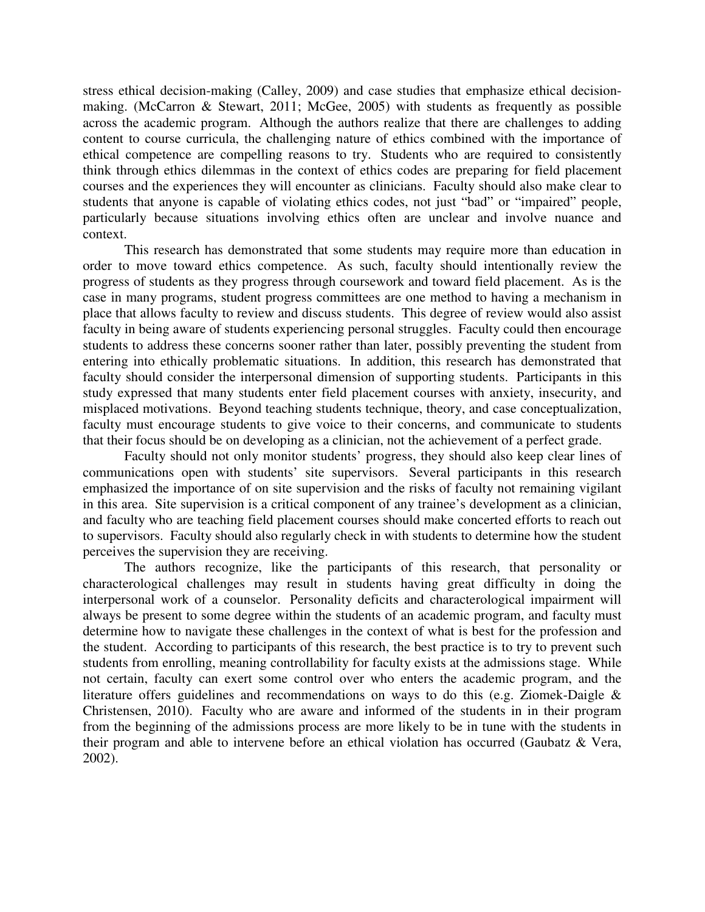stress ethical decision-making (Calley, 2009) and case studies that emphasize ethical decision-making. (McCarron & Stewart, 2011; McGee, 2005) with students as frequently as possible across the academic program. Although the authors realize that there are challenges to adding content to course curricula, the challenging nature of ethics combined with the importance of ethical competence are compelling reasons to try. Students who are required to consistently think through ethics dilemmas in the context of ethics codes are preparing for field placement courses and the experiences they will encounter as clinicians. Faculty should also make clear to students that anyone is capable of violating ethics codes, not just "bad" or "impaired" people, particularly because situations involving ethics often are unclear and involve nuance and context.

This research has demonstrated that some students may require more than education in order to move toward ethics competence. As such, faculty should intentionally review the progress of students as they progress through coursework and toward field placement. As is the case in many programs, student progress committees are one method to having a mechanism in place that allows faculty to review and discuss students. This degree of review would also assist faculty in being aware of students experiencing personal struggles. Faculty could then encourage students to address these concerns sooner rather than later, possibly preventing the student from entering into ethically problematic situations. In addition, this research has demonstrated that faculty should consider the interpersonal dimension of supporting students. Participants in this study expressed that many students enter field placement courses with anxiety, insecurity, and misplaced motivations. Beyond teaching students technique, theory, and case conceptualization, faculty must encourage students to give voice to their concerns, and communicate to students that their focus should be on developing as a clinician, not the achievement of a perfect grade.

Faculty should not only monitor students' progress, they should also keep clear lines of communications open with students' site supervisors. Several participants in this research emphasized the importance of on site supervision and the risks of faculty not remaining vigilant in this area. Site supervision is a critical component of any trainee's development as a clinician, and faculty who are teaching field placement courses should make concerted efforts to reach out to supervisors. Faculty should also regularly check in with students to determine how the student perceives the supervision they are receiving.

The authors recognize, like the participants of this research, that personality or characterological challenges may result in students having great difficulty in doing the interpersonal work of a counselor. Personality deficits and characterological impairment will always be present to some degree within the students of an academic program, and faculty must determine how to navigate these challenges in the context of what is best for the profession and the student. According to participants of this research, the best practice is to try to prevent such students from enrolling, meaning controllability for faculty exists at the admissions stage. While not certain, faculty can exert some control over who enters the academic program, and the literature offers guidelines and recommendations on ways to do this (e.g. Ziomek-Daigle & Christensen, 2010). Faculty who are aware and informed of the students in in their program from the beginning of the admissions process are more likely to be in tune with the students in their program and able to intervene before an ethical violation has occurred (Gaubatz & Vera, 2002).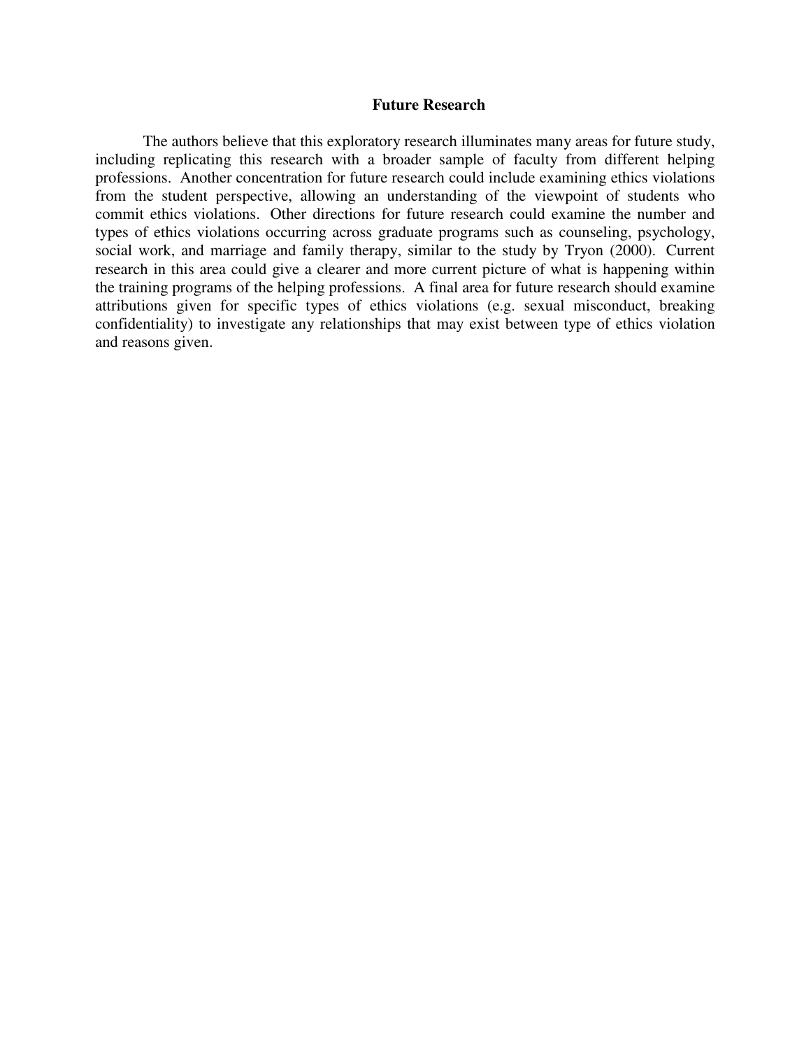## Future Research

The authors believe that this exploratory research illuminates many areas for future study, including replicating this research with a broader sample of faculty from different helping professions. Another concentration for future research could include examining ethics violations from the student perspective, allowing an understanding of the viewpoint of students who commit ethics violations. Other directions for future research could examine the number and types of ethics violations occurring across graduate programs such as counseling, psychology, social work, and marriage and family therapy, similar to the study by Tryon (2000). Current research in this area could give a clearer and more current picture of what is happening within the training programs of the helping professions. A final area for future research should examine attributions given for specific types of ethics violations (e.g. sexual misconduct, breaking confidentiality) to investigate any relationships that may exist between type of ethics violation and reasons given.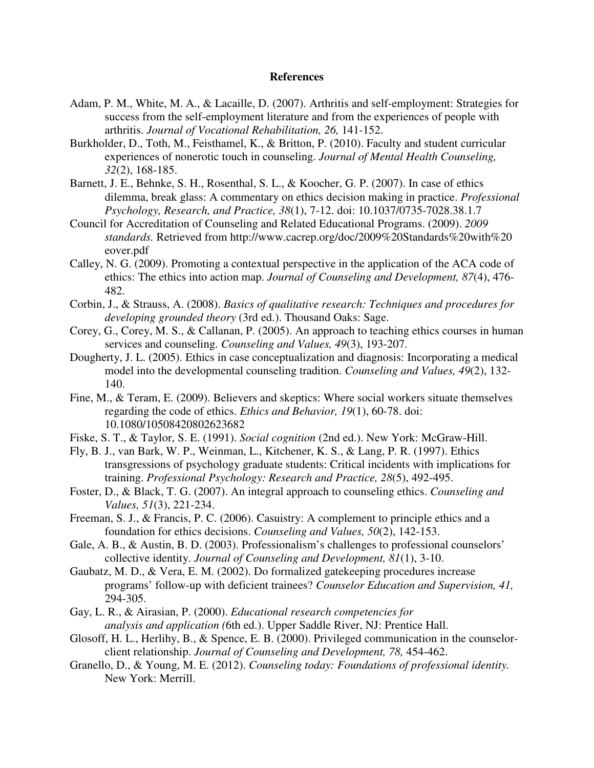**References**

Adam, P. M., White, M. A., & Lacaille, D. (2007). Arthritis and self-employment: Strategies for success from the self-employment literature and from the experiences of people with arthritis. *Journal of Vocational Rehabilitation, 26,* 141-152.

Burkholder, D., Toth, M., Feisthamel, K., & Britton, P. (2010). Faculty and student curricular experiences of nonerotic touch in counseling. *Journal of Mental Health Counseling, 32*(2), 168-185.

Barnett, J. E., Behnke, S. H., Rosenthal, S. L., & Koocher, G. P. (2007). In case of ethics dilemma, break glass: A commentary on ethics decision making in practice. *Professional Psychology, Research, and Practice, 38*(1), 7-12. doi: 10.1037/0735-7028.38.1.7

Council for Accreditation of Counseling and Related Educational Programs. (2009). *2009 standards.* Retrieved from http://www.cacrep.org/doc/2009%20Standards%20with%20eover.pdf

Calley, N. G. (2009). Promoting a contextual perspective in the application of the ACA code of ethics: The ethics into action map. *Journal of Counseling and Development, 87*(4), 476-482.

Corbin, J., & Strauss, A. (2008). *Basics of qualitative research: Techniques and procedures for developing grounded theory* (3rd ed.). Thousand Oaks: Sage.

Corey, G., Corey, M. S., & Callanan, P. (2005). An approach to teaching ethics courses in human services and counseling. *Counseling and Values, 49*(3), 193-207.

Dougherty, J. L. (2005). Ethics in case conceptualization and diagnosis: Incorporating a medical model into the developmental counseling tradition. *Counseling and Values, 49*(2), 132-140.

Fine, M., & Teram, E. (2009). Believers and skeptics: Where social workers situate themselves regarding the code of ethics. *Ethics and Behavior, 19*(1), 60-78. doi: 10.1080/10508420802623682

Fiske, S. T., & Taylor, S. E. (1991). *Social cognition* (2nd ed.). New York: McGraw-Hill.

Fly, B. J., van Bark, W. P., Weinman, L., Kitchener, K. S., & Lang, P. R. (1997). Ethics transgressions of psychology graduate students: Critical incidents with implications for training. *Professional Psychology: Research and Practice, 28*(5), 492-495.

Foster, D., & Black, T. G. (2007). An integral approach to counseling ethics. *Counseling and Values, 51*(3), 221-234.

Freeman, S. J., & Francis, P. C. (2006). Casuistry: A complement to principle ethics and a foundation for ethics decisions. *Counseling and Values, 50*(2), 142-153.

Gale, A. B., & Austin, B. D. (2003). Professionalism's challenges to professional counselors' collective identity. *Journal of Counseling and Development, 81*(1), 3-10.

Gaubatz, M. D., & Vera, E. M. (2002). Do formalized gatekeeping procedures increase programs' follow-up with deficient trainees? *Counselor Education and Supervision, 41,* 294-305.

Gay, L. R., & Airasian, P. (2000). *Educational research competencies for analysis and application (*6th ed.). Upper Saddle River, NJ: Prentice Hall.

Glosoff, H. L., Herlihy, B., & Spence, E. B. (2000). Privileged communication in the counselor-client relationship. *Journal of Counseling and Development, 78,* 454-462.

Granello, D., & Young, M. E. (2012). *Counseling today: Foundations of professional identity.* New York: Merrill.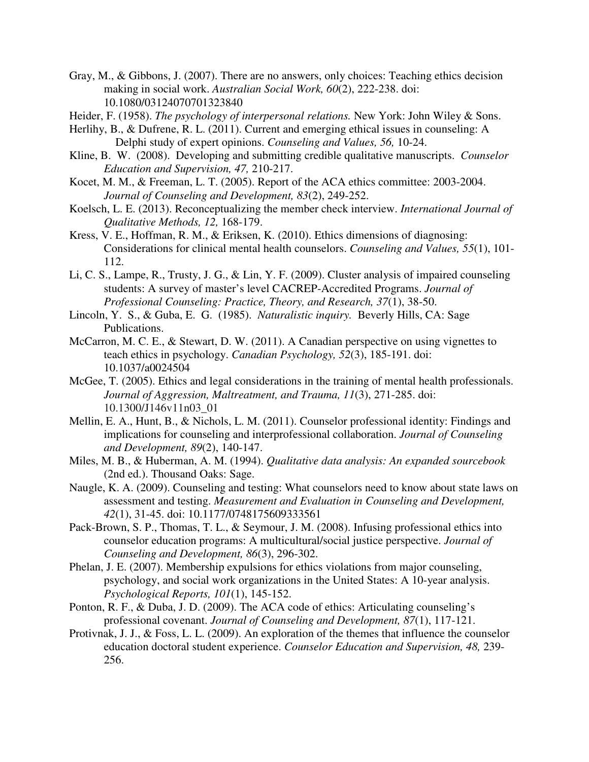Gray, M., & Gibbons, J. (2007). There are no answers, only choices: Teaching ethics decision making in social work. *Australian Social Work, 60*(2), 222-238. doi: 10.1080/03124070701323840

Heider, F. (1958). *The psychology of interpersonal relations.* New York: John Wiley & Sons.

Herlihy, B., & Dufrene, R. L. (2011). Current and emerging ethical issues in counseling: A Delphi study of expert opinions. *Counseling and Values, 56,* 10-24.

Kline, B. W. (2008). Developing and submitting credible qualitative manuscripts. *Counselor Education and Supervision, 47,* 210-217.

Kocet, M. M., & Freeman, L. T. (2005). Report of the ACA ethics committee: 2003-2004. *Journal of Counseling and Development, 83*(2), 249-252.

Koelsch, L. E. (2013). Reconceptualizing the member check interview. *International Journal of Qualitative Methods, 12,* 168-179.

Kress, V. E., Hoffman, R. M., & Eriksen, K. (2010). Ethics dimensions of diagnosing: Considerations for clinical mental health counselors. *Counseling and Values, 55*(1), 101-112.

Li, C. S., Lampe, R., Trusty, J. G., & Lin, Y. F. (2009). Cluster analysis of impaired counseling students: A survey of master's level CACREP-Accredited Programs. *Journal of Professional Counseling: Practice, Theory, and Research, 37*(1), 38-50.

Lincoln, Y. S., & Guba, E. G. (1985). *Naturalistic inquiry.* Beverly Hills, CA: Sage Publications.

McCarron, M. C. E., & Stewart, D. W. (2011). A Canadian perspective on using vignettes to teach ethics in psychology. *Canadian Psychology, 52*(3), 185-191. doi: 10.1037/a0024504

McGee, T. (2005). Ethics and legal considerations in the training of mental health professionals. *Journal of Aggression, Maltreatment, and Trauma, 11*(3), 271-285. doi: 10.1300/J146v11n03_01

Mellin, E. A., Hunt, B., & Nichols, L. M. (2011). Counselor professional identity: Findings and implications for counseling and interprofessional collaboration. *Journal of Counseling and Development, 89*(2), 140-147.

Miles, M. B., & Huberman, A. M. (1994). *Qualitative data analysis: An expanded sourcebook* (2nd ed.). Thousand Oaks: Sage.

Naugle, K. A. (2009). Counseling and testing: What counselors need to know about state laws on assessment and testing. *Measurement and Evaluation in Counseling and Development, 42*(1), 31-45. doi: 10.1177/0748175609333561

Pack-Brown, S. P., Thomas, T. L., & Seymour, J. M. (2008). Infusing professional ethics into counselor education programs: A multicultural/social justice perspective. *Journal of Counseling and Development, 86*(3), 296-302.

Phelan, J. E. (2007). Membership expulsions for ethics violations from major counseling, psychology, and social work organizations in the United States: A 10-year analysis. *Psychological Reports, 101*(1), 145-152.

Ponton, R. F., & Duba, J. D. (2009). The ACA code of ethics: Articulating counseling's professional covenant. *Journal of Counseling and Development, 87*(1), 117-121.

Protivnak, J. J., & Foss, L. L. (2009). An exploration of the themes that influence the counselor education doctoral student experience. *Counselor Education and Supervision, 48,* 239-256.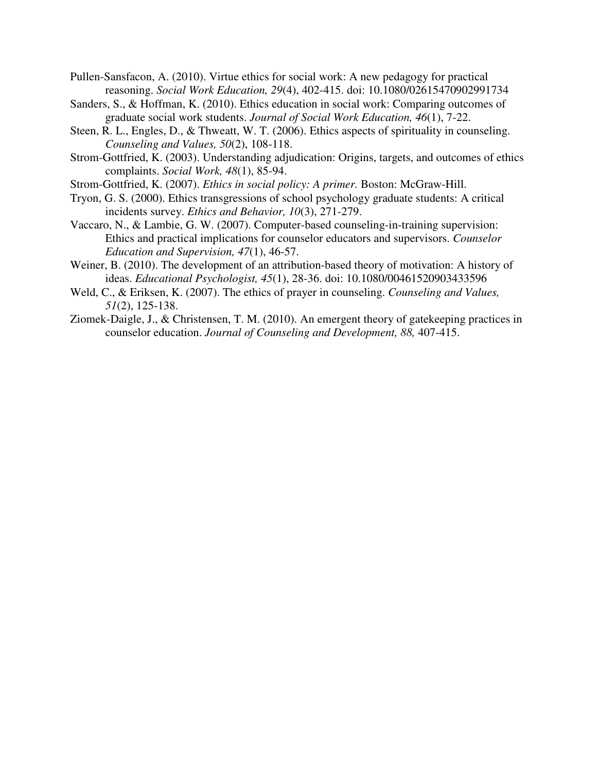Pullen-Sansfacon, A. (2010). Virtue ethics for social work: A new pedagogy for practical reasoning. *Social Work Education, 29*(4), 402-415. doi: 10.1080/02615470902991734

Sanders, S., & Hoffman, K. (2010). Ethics education in social work: Comparing outcomes of graduate social work students. *Journal of Social Work Education, 46*(1), 7-22.

Steen, R. L., Engles, D., & Thweatt, W. T. (2006). Ethics aspects of spirituality in counseling. *Counseling and Values, 50*(2), 108-118.

Strom-Gottfried, K. (2003). Understanding adjudication: Origins, targets, and outcomes of ethics complaints. *Social Work, 48*(1), 85-94.

Strom-Gottfried, K. (2007). *Ethics in social policy: A primer.* Boston: McGraw-Hill.

Tryon, G. S. (2000). Ethics transgressions of school psychology graduate students: A critical incidents survey. *Ethics and Behavior, 10*(3), 271-279.

Vaccaro, N., & Lambie, G. W. (2007). Computer-based counseling-in-training supervision: Ethics and practical implications for counselor educators and supervisors. *Counselor Education and Supervision, 47*(1), 46-57.

Weiner, B. (2010). The development of an attribution-based theory of motivation: A history of ideas. *Educational Psychologist, 45*(1), 28-36. doi: 10.1080/00461520903433596

Weld, C., & Eriksen, K. (2007). The ethics of prayer in counseling. *Counseling and Values, 51*(2), 125-138.

Ziomek-Daigle, J., & Christensen, T. M. (2010). An emergent theory of gatekeeping practices in counselor education. *Journal of Counseling and Development, 88,* 407-415.